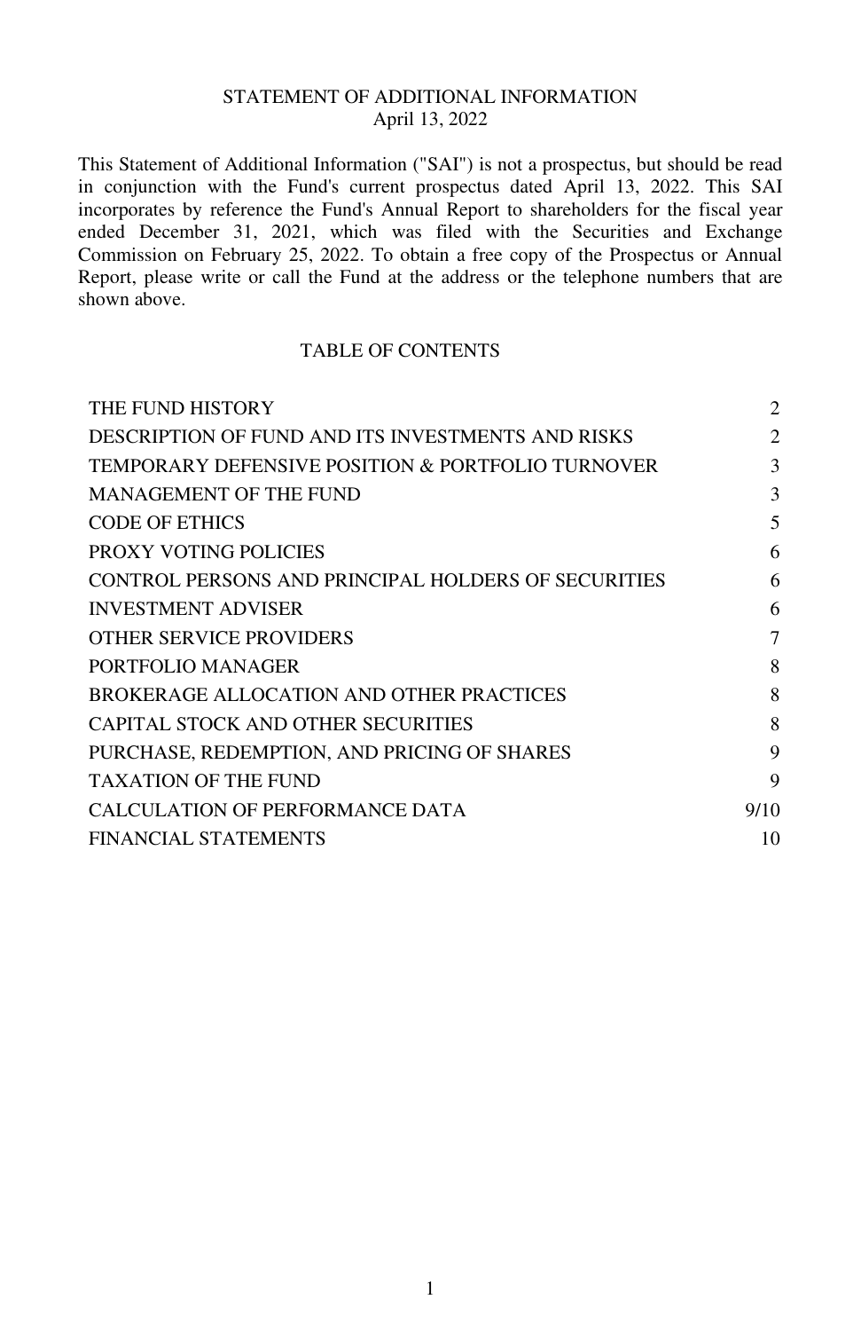# STATEMENT OF ADDITIONAL INFORMATION

April 13, 2022

This Statement of Additional Information ("SAI") is not a prospectus, but should be read in conjunction with the Fund's current prospectus dated April 13, 2022. This SAI incorporates by reference the Fund's Annual Report to shareholders for the fiscal year ended December 31, 2021, which was filed with the Securities and Exchange Commission on February 25, 2022. To obtain a free copy of the Prospectus or Annual Report, please write or call the Fund at the address or the telephone numbers that are shown above.

## TABLE OF CONTENTS

| | |
|---|---|
| THE FUND HISTORY | 2 |
| DESCRIPTION OF FUND AND ITS INVESTMENTS AND RISKS | 2 |
| TEMPORARY DEFENSIVE POSITION & PORTFOLIO TURNOVER | 3 |
| MANAGEMENT OF THE FUND | 3 |
| CODE OF ETHICS | 5 |
| PROXY VOTING POLICIES | 6 |
| CONTROL PERSONS AND PRINCIPAL HOLDERS OF SECURITIES | 6 |
| INVESTMENT ADVISER | 6 |
| OTHER SERVICE PROVIDERS | 7 |
| PORTFOLIO MANAGER | 8 |
| BROKERAGE ALLOCATION AND OTHER PRACTICES | 8 |
| CAPITAL STOCK AND OTHER SECURITIES | 8 |
| PURCHASE, REDEMPTION, AND PRICING OF SHARES | 9 |
| TAXATION OF THE FUND | 9 |
| CALCULATION OF PERFORMANCE DATA | 9/10 |
| FINANCIAL STATEMENTS | 10 |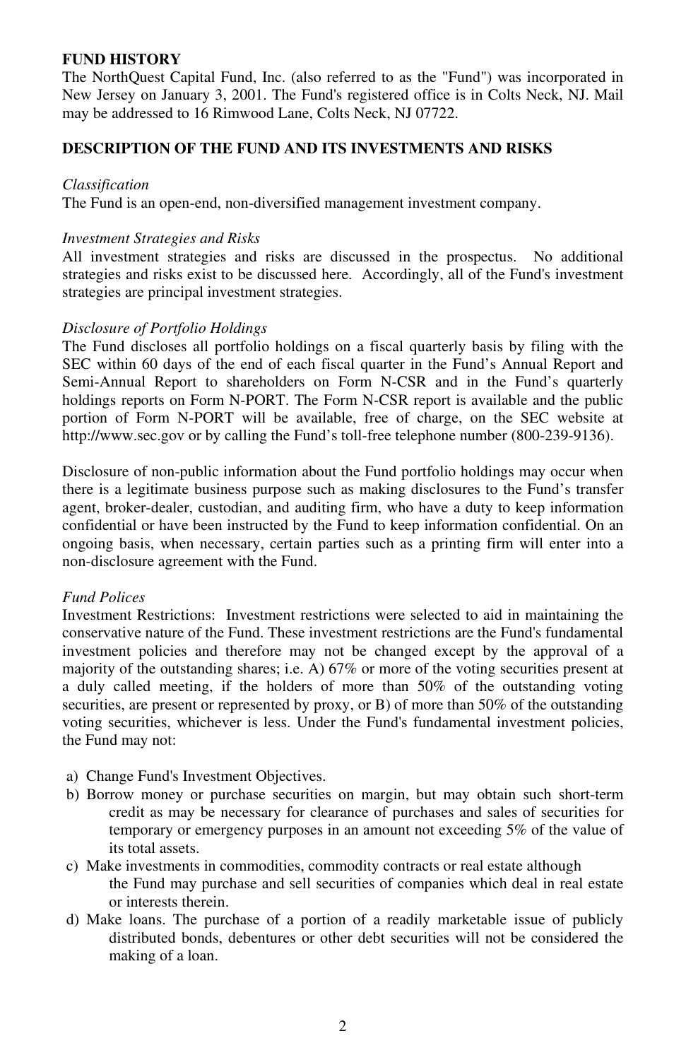## FUND HISTORY

The NorthQuest Capital Fund, Inc. (also referred to as the "Fund") was incorporated in New Jersey on January 3, 2001. The Fund's registered office is in Colts Neck, NJ. Mail may be addressed to 16 Rimwood Lane, Colts Neck, NJ 07722.

## DESCRIPTION OF THE FUND AND ITS INVESTMENTS AND RISKS

*Classification*

The Fund is an open-end, non-diversified management investment company.

*Investment Strategies and Risks*

All investment strategies and risks are discussed in the prospectus. No additional strategies and risks exist to be discussed here. Accordingly, all of the Fund's investment strategies are principal investment strategies.

*Disclosure of Portfolio Holdings*

The Fund discloses all portfolio holdings on a fiscal quarterly basis by filing with the SEC within 60 days of the end of each fiscal quarter in the Fund's Annual Report and Semi-Annual Report to shareholders on Form N-CSR and in the Fund's quarterly holdings reports on Form N-PORT. The Form N-CSR report is available and the public portion of Form N-PORT will be available, free of charge, on the SEC website at http://www.sec.gov or by calling the Fund's toll-free telephone number (800-239-9136).

Disclosure of non-public information about the Fund portfolio holdings may occur when there is a legitimate business purpose such as making disclosures to the Fund's transfer agent, broker-dealer, custodian, and auditing firm, who have a duty to keep information confidential or have been instructed by the Fund to keep information confidential. On an ongoing basis, when necessary, certain parties such as a printing firm will enter into a non-disclosure agreement with the Fund.

*Fund Polices*

Investment Restrictions: Investment restrictions were selected to aid in maintaining the conservative nature of the Fund. These investment restrictions are the Fund's fundamental investment policies and therefore may not be changed except by the approval of a majority of the outstanding shares; i.e. A) 67% or more of the voting securities present at a duly called meeting, if the holders of more than 50% of the outstanding voting securities, are present or represented by proxy, or B) of more than 50% of the outstanding voting securities, whichever is less. Under the Fund's fundamental investment policies, the Fund may not:

a) Change Fund's Investment Objectives.
b) Borrow money or purchase securities on margin, but may obtain such short-term credit as may be necessary for clearance of purchases and sales of securities for temporary or emergency purposes in an amount not exceeding 5% of the value of its total assets.
c) Make investments in commodities, commodity contracts or real estate although the Fund may purchase and sell securities of companies which deal in real estate or interests therein.
d) Make loans. The purchase of a portion of a readily marketable issue of publicly distributed bonds, debentures or other debt securities will not be considered the making of a loan.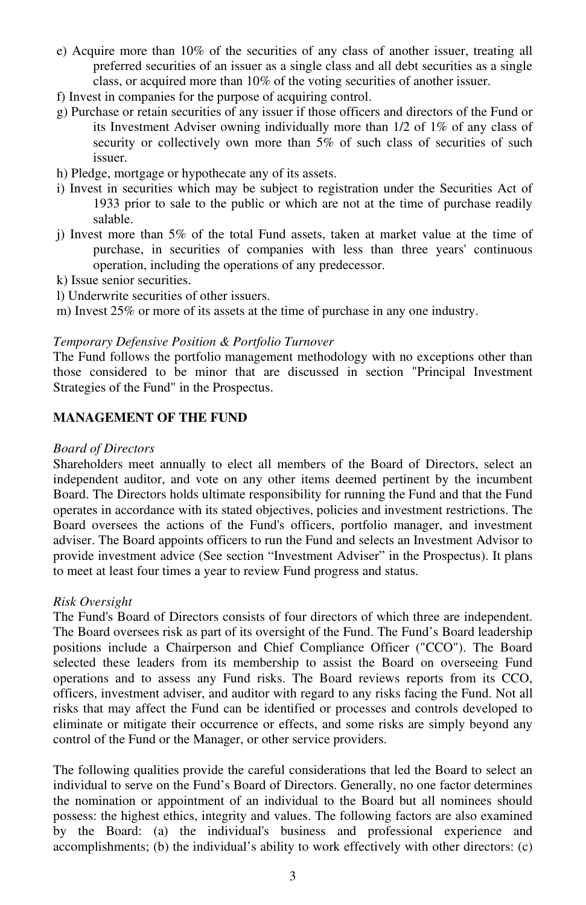e) Acquire more than 10% of the securities of any class of another issuer, treating all preferred securities of an issuer as a single class and all debt securities as a single class, or acquired more than 10% of the voting securities of another issuer.

f) Invest in companies for the purpose of acquiring control.

g) Purchase or retain securities of any issuer if those officers and directors of the Fund or its Investment Adviser owning individually more than 1/2 of 1% of any class of security or collectively own more than 5% of such class of securities of such issuer.

h) Pledge, mortgage or hypothecate any of its assets.

i) Invest in securities which may be subject to registration under the Securities Act of 1933 prior to sale to the public or which are not at the time of purchase readily salable.

j) Invest more than 5% of the total Fund assets, taken at market value at the time of purchase, in securities of companies with less than three years' continuous operation, including the operations of any predecessor.

k) Issue senior securities.

l) Underwrite securities of other issuers.

m) Invest 25% or more of its assets at the time of purchase in any one industry.

*Temporary Defensive Position & Portfolio Turnover*

The Fund follows the portfolio management methodology with no exceptions other than those considered to be minor that are discussed in section "Principal Investment Strategies of the Fund" in the Prospectus.

## MANAGEMENT OF THE FUND

*Board of Directors*

Shareholders meet annually to elect all members of the Board of Directors, select an independent auditor, and vote on any other items deemed pertinent by the incumbent Board. The Directors holds ultimate responsibility for running the Fund and that the Fund operates in accordance with its stated objectives, policies and investment restrictions. The Board oversees the actions of the Fund's officers, portfolio manager, and investment adviser. The Board appoints officers to run the Fund and selects an Investment Advisor to provide investment advice (See section "Investment Adviser" in the Prospectus). It plans to meet at least four times a year to review Fund progress and status.

*Risk Oversight*

The Fund's Board of Directors consists of four directors of which three are independent. The Board oversees risk as part of its oversight of the Fund. The Fund's Board leadership positions include a Chairperson and Chief Compliance Officer ("CCO"). The Board selected these leaders from its membership to assist the Board on overseeing Fund operations and to assess any Fund risks. The Board reviews reports from its CCO, officers, investment adviser, and auditor with regard to any risks facing the Fund. Not all risks that may affect the Fund can be identified or processes and controls developed to eliminate or mitigate their occurrence or effects, and some risks are simply beyond any control of the Fund or the Manager, or other service providers.

The following qualities provide the careful considerations that led the Board to select an individual to serve on the Fund's Board of Directors. Generally, no one factor determines the nomination or appointment of an individual to the Board but all nominees should possess: the highest ethics, integrity and values. The following factors are also examined by the Board: (a) the individual's business and professional experience and accomplishments; (b) the individual's ability to work effectively with other directors: (c)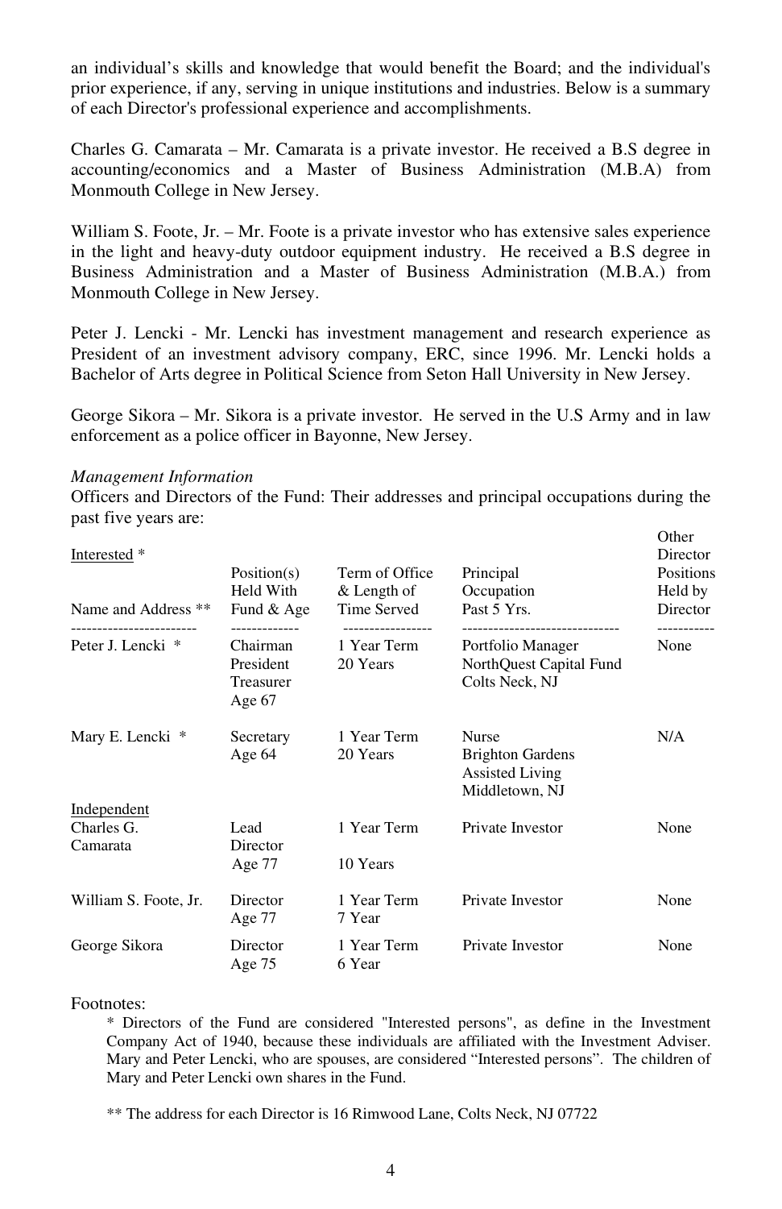an individual’s skills and knowledge that would benefit the Board; and the individual's prior experience, if any, serving in unique institutions and industries. Below is a summary of each Director's professional experience and accomplishments.

Charles G. Camarata – Mr. Camarata is a private investor. He received a B.S degree in accounting/economics and a Master of Business Administration (M.B.A) from Monmouth College in New Jersey.

William S. Foote, Jr. – Mr. Foote is a private investor who has extensive sales experience in the light and heavy-duty outdoor equipment industry. He received a B.S degree in Business Administration and a Master of Business Administration (M.B.A.) from Monmouth College in New Jersey.

Peter J. Lencki - Mr. Lencki has investment management and research experience as President of an investment advisory company, ERC, since 1996. Mr. Lencki holds a Bachelor of Arts degree in Political Science from Seton Hall University in New Jersey.

George Sikora – Mr. Sikora is a private investor. He served in the U.S Army and in law enforcement as a police officer in Bayonne, New Jersey.

*Management Information*

Officers and Directors of the Fund: Their addresses and principal occupations during the past five years are:

| Name and Address ** | Position(s) Held With Fund & Age | Term of Office & Length of Time Served | Principal Occupation Past 5 Yrs. | Other Director Positions Held by Director |
|---|---|---|---|---|
| Interested * | | | | |
| Peter J. Lencki * | Chairman President Treasurer Age 67 | 1 Year Term 20 Years | Portfolio Manager NorthQuest Capital Fund Colts Neck, NJ | None |
| Mary E. Lencki * | Secretary Age 64 | 1 Year Term 20 Years | Nurse Brighton Gardens Assisted Living Middletown, NJ | N/A |
| Independent | | | | |
| Charles G. Camarata | Lead Director Age 77 | 1 Year Term 10 Years | Private Investor | None |
| William S. Foote, Jr. | Director Age 77 | 1 Year Term 7 Year | Private Investor | None |
| George Sikora | Director Age 75 | 1 Year Term 6 Year | Private Investor | None |

Footnotes:

\* Directors of the Fund are considered "Interested persons", as define in the Investment Company Act of 1940, because these individuals are affiliated with the Investment Adviser. Mary and Peter Lencki, who are spouses, are considered “Interested persons”. The children of Mary and Peter Lencki own shares in the Fund.

** The address for each Director is 16 Rimwood Lane, Colts Neck, NJ 07722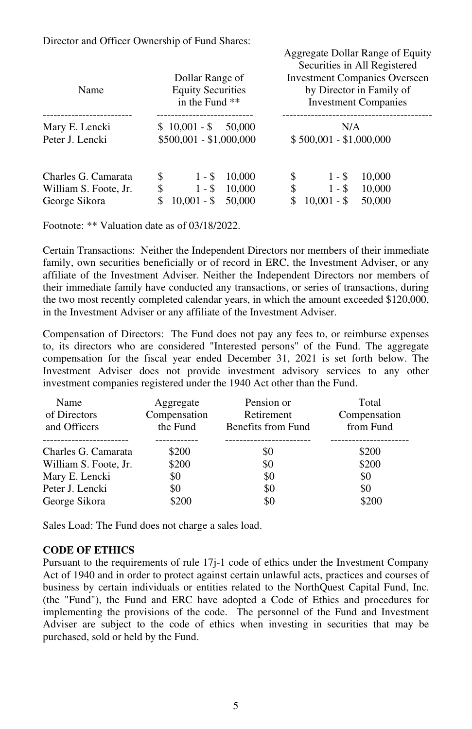Director and Officer Ownership of Fund Shares:

| Name | Dollar Range of Equity Securities in the Fund ** | Aggregate Dollar Range of Equity Securities in All Registered Investment Companies Overseen by Director in Family of Investment Companies |
|---|---|---|
| Mary E. Lencki | $ 10,001 - $ 50,000 | N/A |
| Peter J. Lencki | $500,001 - $1,000,000 | $ 500,001 - $1,000,000 |
| Charles G. Camarata | $ 1 - $ 10,000 | $ 1 - $ 10,000 |
| William S. Foote, Jr. | $ 1 - $ 10,000 | $ 1 - $ 10,000 |
| George Sikora | $ 10,001 - $ 50,000 | $ 10,001 - $ 50,000 |

Footnote: ** Valuation date as of 03/18/2022.

Certain Transactions: Neither the Independent Directors nor members of their immediate family, own securities beneficially or of record in ERC, the Investment Adviser, or any affiliate of the Investment Adviser. Neither the Independent Directors nor members of their immediate family have conducted any transactions, or series of transactions, during the two most recently completed calendar years, in which the amount exceeded $120,000, in the Investment Adviser or any affiliate of the Investment Adviser.

Compensation of Directors: The Fund does not pay any fees to, or reimburse expenses to, its directors who are considered "Interested persons" of the Fund. The aggregate compensation for the fiscal year ended December 31, 2021 is set forth below. The Investment Adviser does not provide investment advisory services to any other investment companies registered under the 1940 Act other than the Fund.

| Name of Directors and Officers | Aggregate Compensation the Fund | Pension or Retirement Benefits from Fund | Total Compensation from Fund |
|---|---|---|---|
| Charles G. Camarata | $200 | $0 | $200 |
| William S. Foote, Jr. | $200 | $0 | $200 |
| Mary E. Lencki | $0 | $0 | $0 |
| Peter J. Lencki | $0 | $0 | $0 |
| George Sikora | $200 | $0 | $200 |

Sales Load: The Fund does not charge a sales load.

**CODE OF ETHICS**

Pursuant to the requirements of rule 17j-1 code of ethics under the Investment Company Act of 1940 and in order to protect against certain unlawful acts, practices and courses of business by certain individuals or entities related to the NorthQuest Capital Fund, Inc. (the "Fund"), the Fund and ERC have adopted a Code of Ethics and procedures for implementing the provisions of the code. The personnel of the Fund and Investment Adviser are subject to the code of ethics when investing in securities that may be purchased, sold or held by the Fund.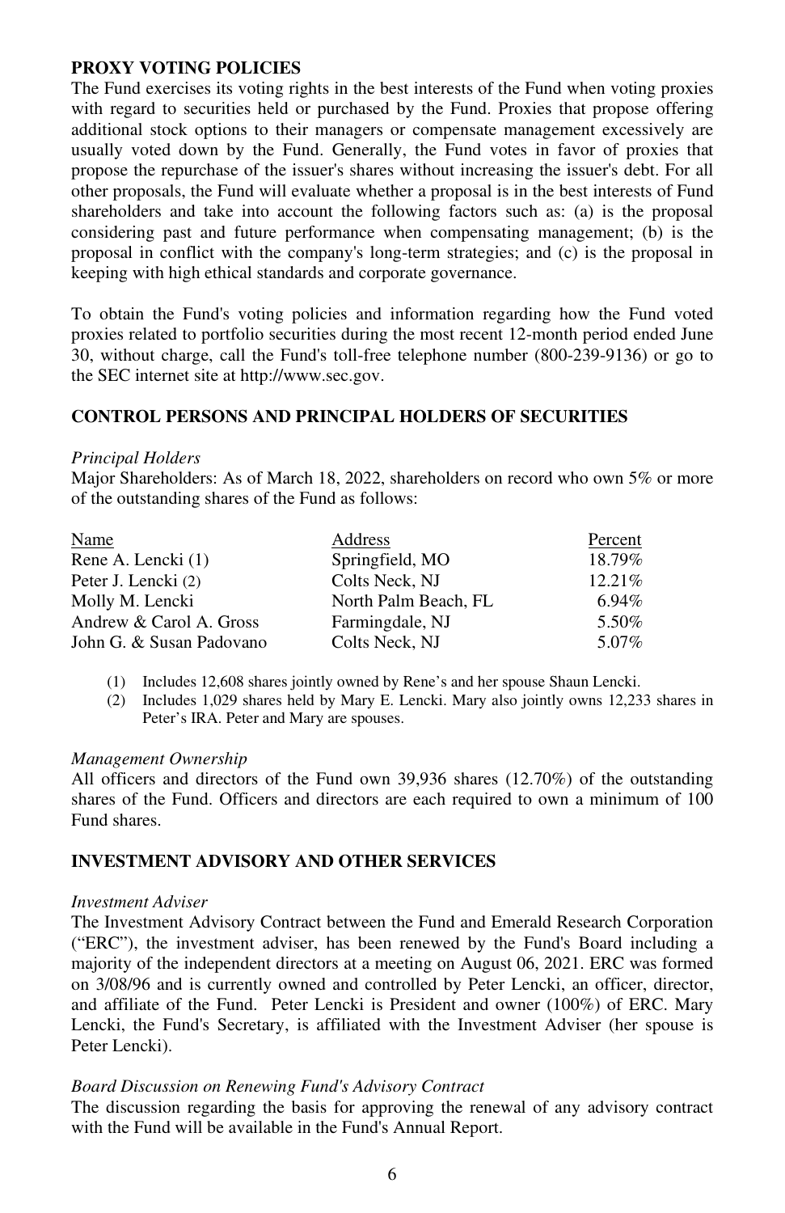## PROXY VOTING POLICIES

The Fund exercises its voting rights in the best interests of the Fund when voting proxies with regard to securities held or purchased by the Fund. Proxies that propose offering additional stock options to their managers or compensate management excessively are usually voted down by the Fund. Generally, the Fund votes in favor of proxies that propose the repurchase of the issuer's shares without increasing the issuer's debt. For all other proposals, the Fund will evaluate whether a proposal is in the best interests of Fund shareholders and take into account the following factors such as: (a) is the proposal considering past and future performance when compensating management; (b) is the proposal in conflict with the company's long-term strategies; and (c) is the proposal in keeping with high ethical standards and corporate governance.

To obtain the Fund's voting policies and information regarding how the Fund voted proxies related to portfolio securities during the most recent 12-month period ended June 30, without charge, call the Fund's toll-free telephone number (800-239-9136) or go to the SEC internet site at http://www.sec.gov.

## CONTROL PERSONS AND PRINCIPAL HOLDERS OF SECURITIES

*Principal Holders*

Major Shareholders: As of March 18, 2022, shareholders on record who own 5% or more of the outstanding shares of the Fund as follows:

| Name | Address | Percent |
|---|---|---|
| Rene A. Lencki (1) | Springfield, MO | 18.79% |
| Peter J. Lencki (2) | Colts Neck, NJ | 12.21% |
| Molly M. Lencki | North Palm Beach, FL | 6.94% |
| Andrew & Carol A. Gross | Farmingdale, NJ | 5.50% |
| John G. & Susan Padovano | Colts Neck, NJ | 5.07% |

(1) Includes 12,608 shares jointly owned by Rene's and her spouse Shaun Lencki.

(2) Includes 1,029 shares held by Mary E. Lencki. Mary also jointly owns 12,233 shares in Peter's IRA. Peter and Mary are spouses.

*Management Ownership*

All officers and directors of the Fund own 39,936 shares (12.70%) of the outstanding shares of the Fund. Officers and directors are each required to own a minimum of 100 Fund shares.

## INVESTMENT ADVISORY AND OTHER SERVICES

*Investment Adviser*

The Investment Advisory Contract between the Fund and Emerald Research Corporation ("ERC"), the investment adviser, has been renewed by the Fund's Board including a majority of the independent directors at a meeting on August 06, 2021. ERC was formed on 3/08/96 and is currently owned and controlled by Peter Lencki, an officer, director, and affiliate of the Fund. Peter Lencki is President and owner (100%) of ERC. Mary Lencki, the Fund's Secretary, is affiliated with the Investment Adviser (her spouse is Peter Lencki).

*Board Discussion on Renewing Fund's Advisory Contract*

The discussion regarding the basis for approving the renewal of any advisory contract with the Fund will be available in the Fund's Annual Report.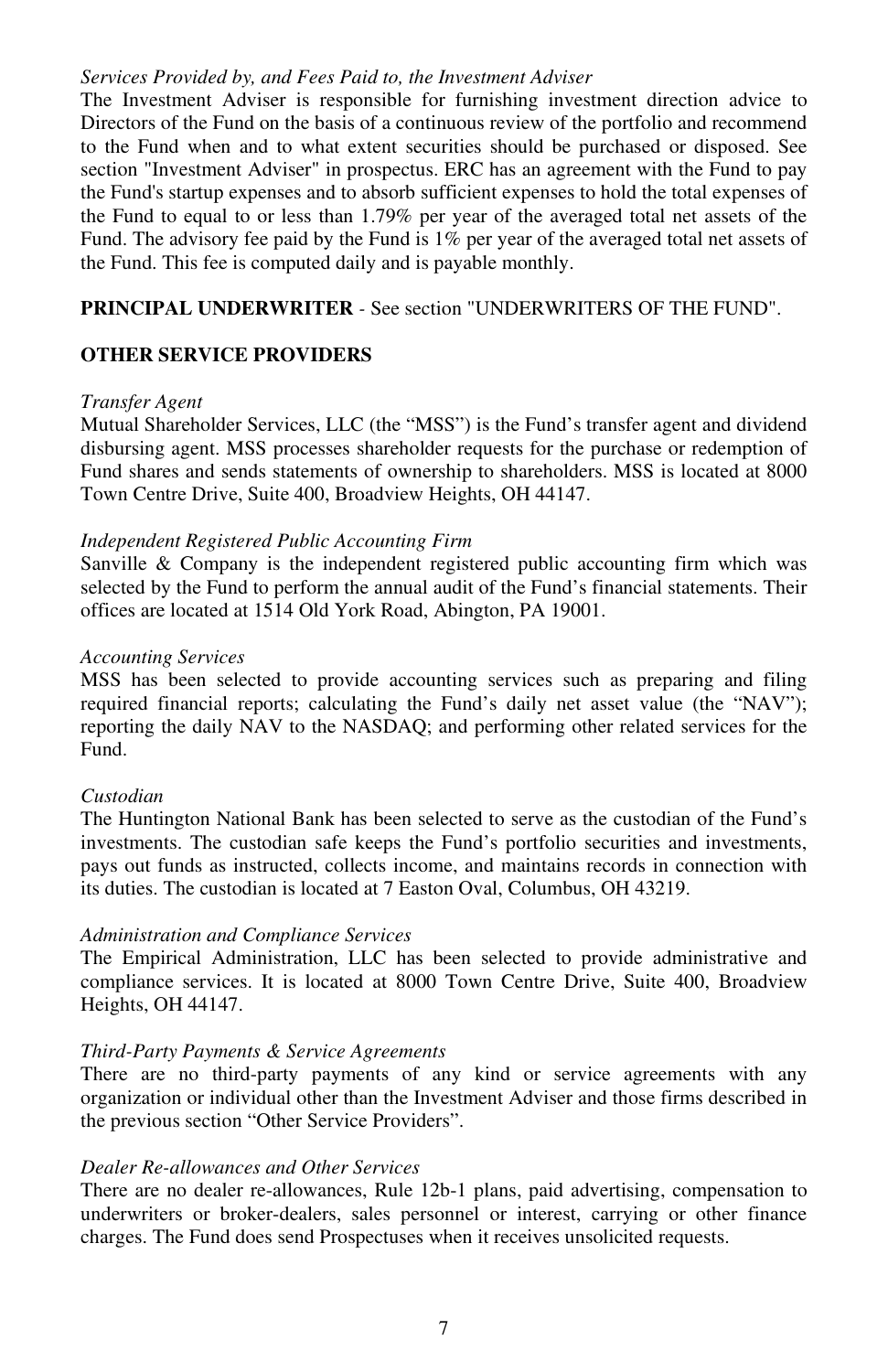*Services Provided by, and Fees Paid to, the Investment Adviser*

The Investment Adviser is responsible for furnishing investment direction advice to Directors of the Fund on the basis of a continuous review of the portfolio and recommend to the Fund when and to what extent securities should be purchased or disposed. See section "Investment Adviser" in prospectus. ERC has an agreement with the Fund to pay the Fund's startup expenses and to absorb sufficient expenses to hold the total expenses of the Fund to equal to or less than 1.79% per year of the averaged total net assets of the Fund. The advisory fee paid by the Fund is 1% per year of the averaged total net assets of the Fund. This fee is computed daily and is payable monthly.

**PRINCIPAL UNDERWRITER** - See section "UNDERWRITERS OF THE FUND".

**OTHER SERVICE PROVIDERS**

*Transfer Agent*

Mutual Shareholder Services, LLC (the "MSS") is the Fund's transfer agent and dividend disbursing agent. MSS processes shareholder requests for the purchase or redemption of Fund shares and sends statements of ownership to shareholders. MSS is located at 8000 Town Centre Drive, Suite 400, Broadview Heights, OH 44147.

*Independent Registered Public Accounting Firm*

Sanville & Company is the independent registered public accounting firm which was selected by the Fund to perform the annual audit of the Fund's financial statements. Their offices are located at 1514 Old York Road, Abington, PA 19001.

*Accounting Services*

MSS has been selected to provide accounting services such as preparing and filing required financial reports; calculating the Fund's daily net asset value (the "NAV"); reporting the daily NAV to the NASDAQ; and performing other related services for the Fund.

*Custodian*

The Huntington National Bank has been selected to serve as the custodian of the Fund's investments. The custodian safe keeps the Fund's portfolio securities and investments, pays out funds as instructed, collects income, and maintains records in connection with its duties. The custodian is located at 7 Easton Oval, Columbus, OH 43219.

*Administration and Compliance Services*

The Empirical Administration, LLC has been selected to provide administrative and compliance services. It is located at 8000 Town Centre Drive, Suite 400, Broadview Heights, OH 44147.

*Third-Party Payments & Service Agreements*

There are no third-party payments of any kind or service agreements with any organization or individual other than the Investment Adviser and those firms described in the previous section "Other Service Providers".

*Dealer Re-allowances and Other Services*

There are no dealer re-allowances, Rule 12b-1 plans, paid advertising, compensation to underwriters or broker-dealers, sales personnel or interest, carrying or other finance charges. The Fund does send Prospectuses when it receives unsolicited requests.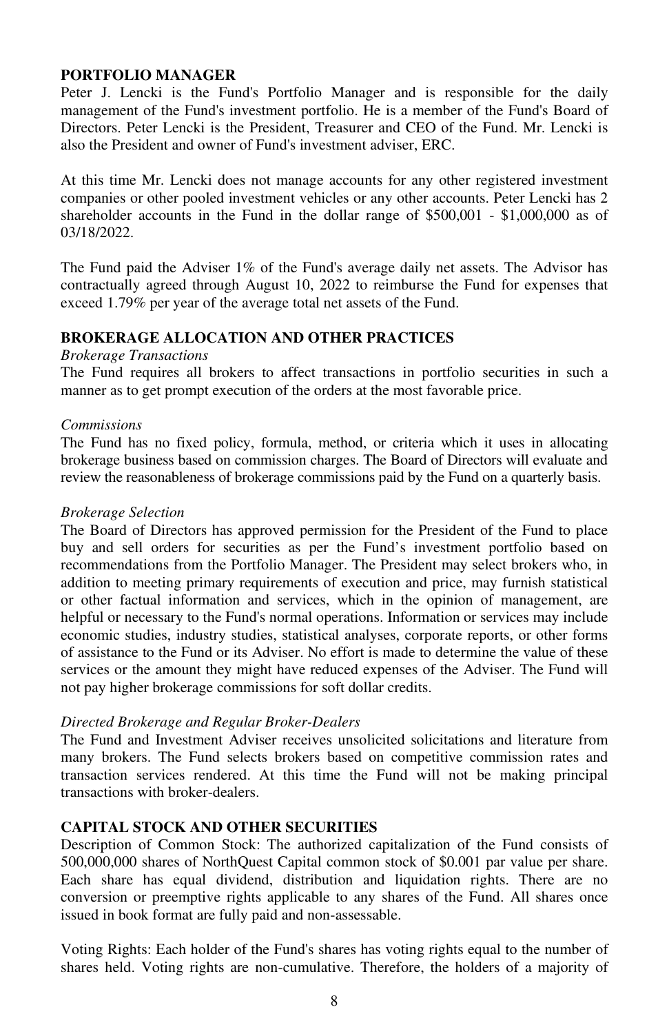## PORTFOLIO MANAGER

Peter J. Lencki is the Fund's Portfolio Manager and is responsible for the daily management of the Fund's investment portfolio. He is a member of the Fund's Board of Directors. Peter Lencki is the President, Treasurer and CEO of the Fund. Mr. Lencki is also the President and owner of Fund's investment adviser, ERC.

At this time Mr. Lencki does not manage accounts for any other registered investment companies or other pooled investment vehicles or any other accounts. Peter Lencki has 2 shareholder accounts in the Fund in the dollar range of $500,001 - $1,000,000 as of 03/18/2022.

The Fund paid the Adviser 1% of the Fund's average daily net assets. The Advisor has contractually agreed through August 10, 2022 to reimburse the Fund for expenses that exceed 1.79% per year of the average total net assets of the Fund.

## BROKERAGE ALLOCATION AND OTHER PRACTICES

*Brokerage Transactions*

The Fund requires all brokers to affect transactions in portfolio securities in such a manner as to get prompt execution of the orders at the most favorable price.

*Commissions*

The Fund has no fixed policy, formula, method, or criteria which it uses in allocating brokerage business based on commission charges. The Board of Directors will evaluate and review the reasonableness of brokerage commissions paid by the Fund on a quarterly basis.

*Brokerage Selection*

The Board of Directors has approved permission for the President of the Fund to place buy and sell orders for securities as per the Fund's investment portfolio based on recommendations from the Portfolio Manager. The President may select brokers who, in addition to meeting primary requirements of execution and price, may furnish statistical or other factual information and services, which in the opinion of management, are helpful or necessary to the Fund's normal operations. Information or services may include economic studies, industry studies, statistical analyses, corporate reports, or other forms of assistance to the Fund or its Adviser. No effort is made to determine the value of these services or the amount they might have reduced expenses of the Adviser. The Fund will not pay higher brokerage commissions for soft dollar credits.

*Directed Brokerage and Regular Broker-Dealers*

The Fund and Investment Adviser receives unsolicited solicitations and literature from many brokers. The Fund selects brokers based on competitive commission rates and transaction services rendered. At this time the Fund will not be making principal transactions with broker-dealers.

## CAPITAL STOCK AND OTHER SECURITIES

Description of Common Stock: The authorized capitalization of the Fund consists of 500,000,000 shares of NorthQuest Capital common stock of $0.001 par value per share. Each share has equal dividend, distribution and liquidation rights. There are no conversion or preemptive rights applicable to any shares of the Fund. All shares once issued in book format are fully paid and non-assessable.

Voting Rights: Each holder of the Fund's shares has voting rights equal to the number of shares held. Voting rights are non-cumulative. Therefore, the holders of a majority of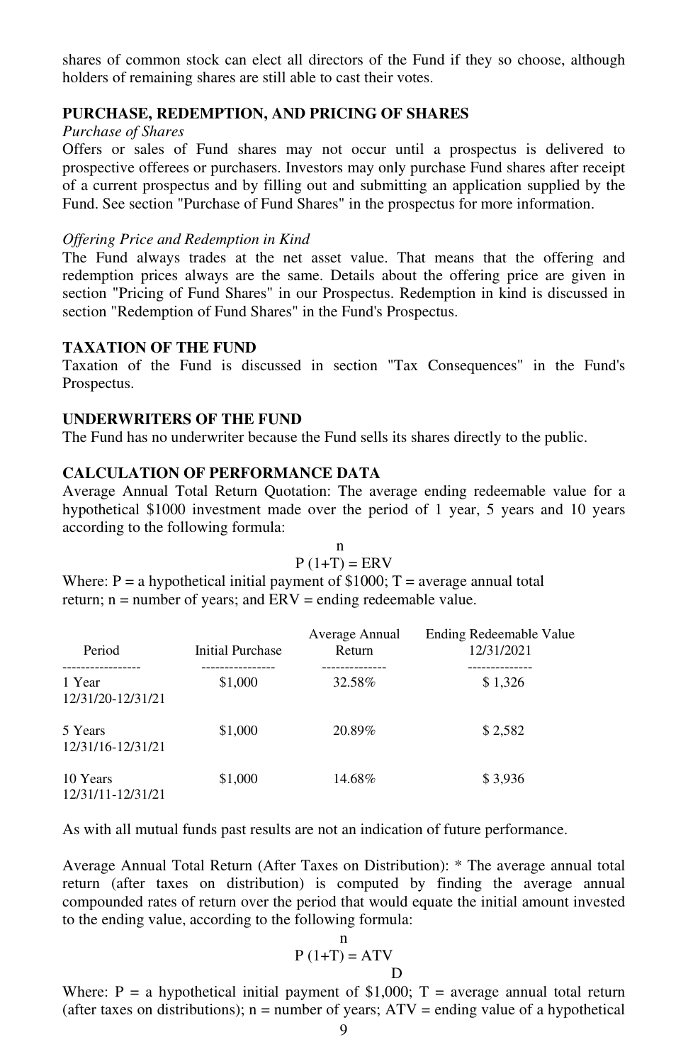shares of common stock can elect all directors of the Fund if they so choose, although holders of remaining shares are still able to cast their votes.

## PURCHASE, REDEMPTION, AND PRICING OF SHARES

*Purchase of Shares*

Offers or sales of Fund shares may not occur until a prospectus is delivered to prospective offerees or purchasers. Investors may only purchase Fund shares after receipt of a current prospectus and by filling out and submitting an application supplied by the Fund. See section "Purchase of Fund Shares" in the prospectus for more information.

*Offering Price and Redemption in Kind*

The Fund always trades at the net asset value. That means that the offering and redemption prices always are the same. Details about the offering price are given in section "Pricing of Fund Shares" in our Prospectus. Redemption in kind is discussed in section "Redemption of Fund Shares" in the Fund's Prospectus.

## TAXATION OF THE FUND

Taxation of the Fund is discussed in section "Tax Consequences" in the Fund's Prospectus.

## UNDERWRITERS OF THE FUND

The Fund has no underwriter because the Fund sells its shares directly to the public.

## CALCULATION OF PERFORMANCE DATA

Average Annual Total Return Quotation: The average ending redeemable value for a hypothetical $1000 investment made over the period of 1 year, 5 years and 10 years according to the following formula:

$$P(1+T)^n = ERV$$

Where: P = a hypothetical initial payment of $1000; T = average annual total return; n = number of years; and ERV = ending redeemable value.

| Period | Initial Purchase | Average Annual Return | Ending Redeemable Value 12/31/2021 |
|---|---|---|---|
| 1 Year 12/31/20-12/31/21 | $1,000 | 32.58% | $ 1,326 |
| 5 Years 12/31/16-12/31/21 | $1,000 | 20.89% | $ 2,582 |
| 10 Years 12/31/11-12/31/21 | $1,000 | 14.68% | $ 3,936 |

As with all mutual funds past results are not an indication of future performance.

Average Annual Total Return (After Taxes on Distribution): * The average annual total return (after taxes on distribution) is computed by finding the average annual compounded rates of return over the period that would equate the initial amount invested to the ending value, according to the following formula:

$$P(1+T)^n = ATV_D$$

Where: P = a hypothetical initial payment of $1,000; T = average annual total return (after taxes on distributions); n = number of years; ATV = ending value of a hypothetical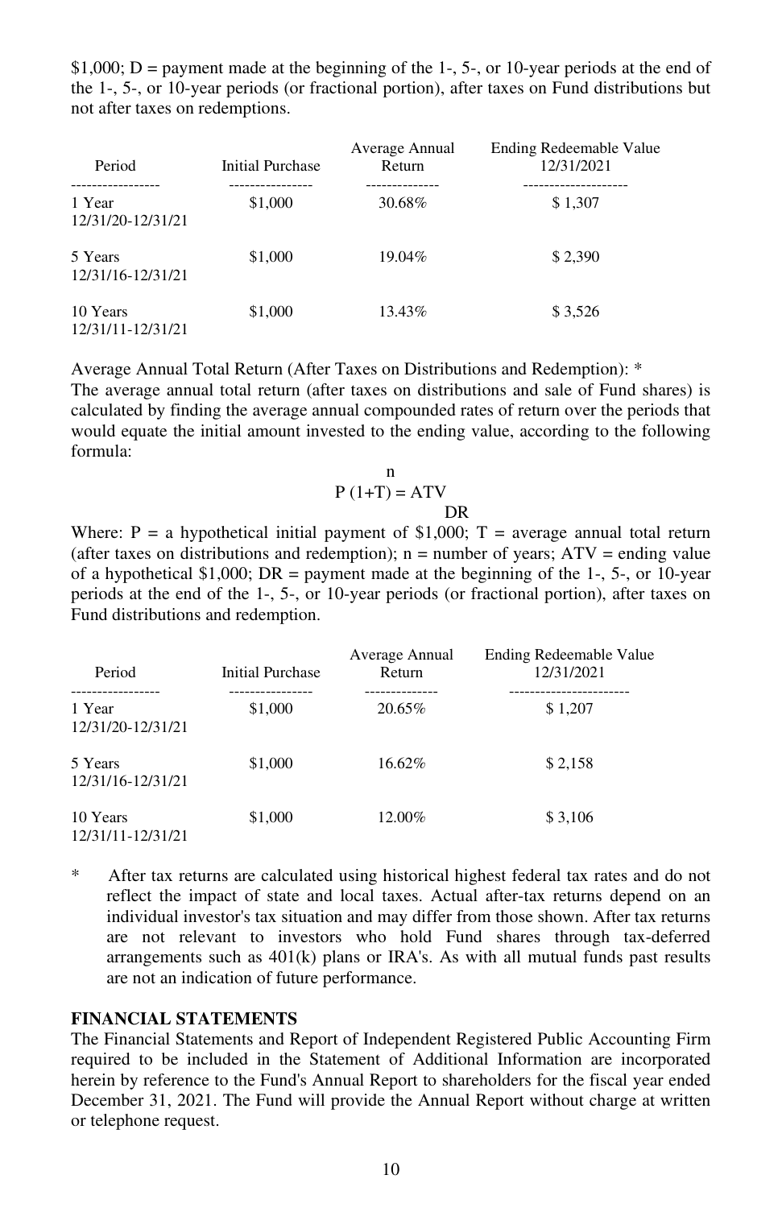$1,000; D = payment made at the beginning of the 1-, 5-, or 10-year periods at the end of the 1-, 5-, or 10-year periods (or fractional portion), after taxes on Fund distributions but not after taxes on redemptions.

| Period | Initial Purchase | Average Annual Return | Ending Redeemable Value 12/31/2021 |
|---|---|---|---|
| 1 Year 12/31/20-12/31/21 | $1,000 | 30.68% | $ 1,307 |
| 5 Years 12/31/16-12/31/21 | $1,000 | 19.04% | $ 2,390 |
| 10 Years 12/31/11-12/31/21 | $1,000 | 13.43% | $ 3,526 |

Average Annual Total Return (After Taxes on Distributions and Redemption): *

The average annual total return (after taxes on distributions and sale of Fund shares) is calculated by finding the average annual compounded rates of return over the periods that would equate the initial amount invested to the ending value, according to the following formula:

$$P(1+T)^n = ATV_{DR}$$

Where: P = a hypothetical initial payment of $1,000; T = average annual total return (after taxes on distributions and redemption); n = number of years; ATV = ending value of a hypothetical $1,000; DR = payment made at the beginning of the 1-, 5-, or 10-year periods at the end of the 1-, 5-, or 10-year periods (or fractional portion), after taxes on Fund distributions and redemption.

| Period | Initial Purchase | Average Annual Return | Ending Redeemable Value 12/31/2021 |
|---|---|---|---|
| 1 Year 12/31/20-12/31/21 | $1,000 | 20.65% | $ 1,207 |
| 5 Years 12/31/16-12/31/21 | $1,000 | 16.62% | $ 2,158 |
| 10 Years 12/31/11-12/31/21 | $1,000 | 12.00% | $ 3,106 |

\* After tax returns are calculated using historical highest federal tax rates and do not reflect the impact of state and local taxes. Actual after-tax returns depend on an individual investor's tax situation and may differ from those shown. After tax returns are not relevant to investors who hold Fund shares through tax-deferred arrangements such as 401(k) plans or IRA's. As with all mutual funds past results are not an indication of future performance.

**FINANCIAL STATEMENTS**

The Financial Statements and Report of Independent Registered Public Accounting Firm required to be included in the Statement of Additional Information are incorporated herein by reference to the Fund's Annual Report to shareholders for the fiscal year ended December 31, 2021. The Fund will provide the Annual Report without charge at written or telephone request.